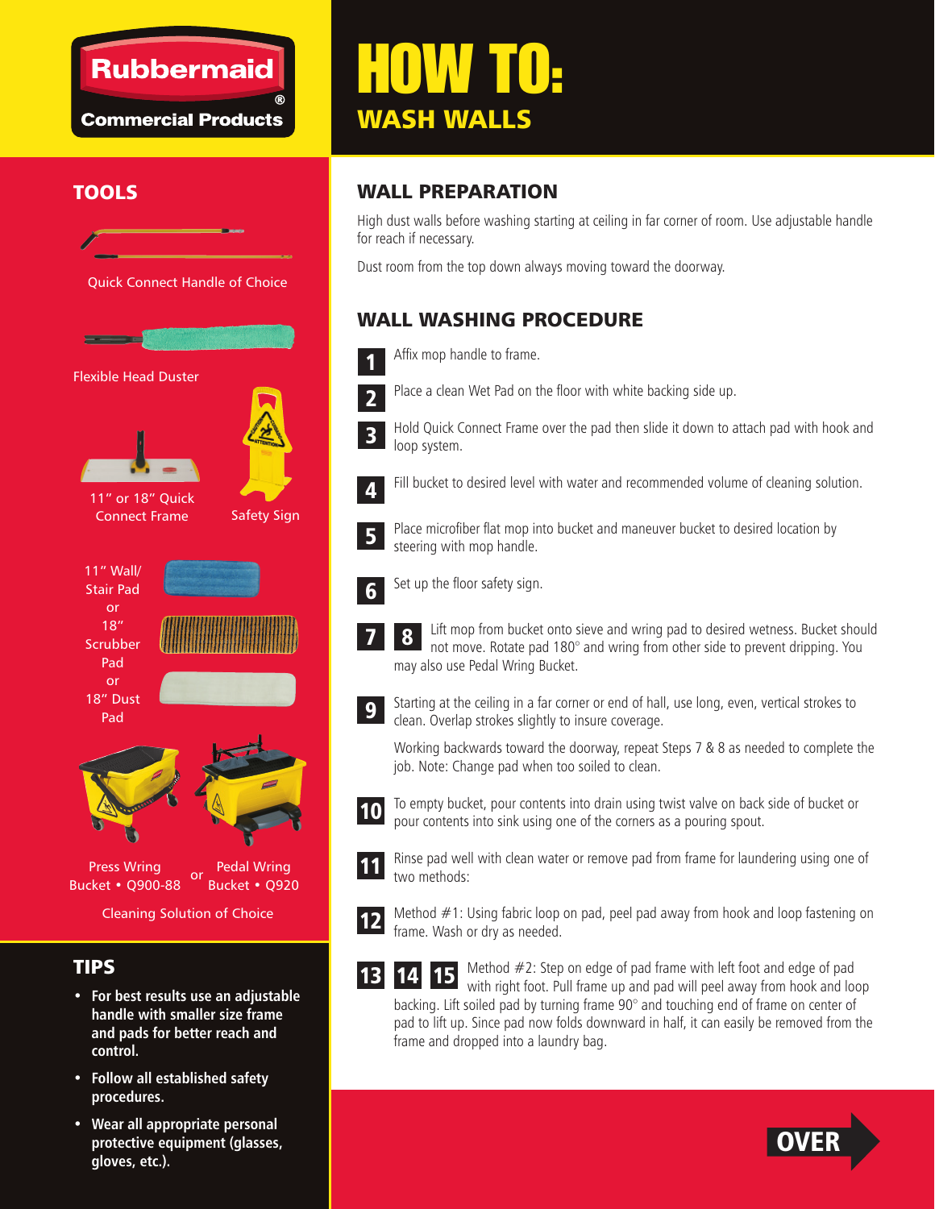Rubbermaid Commercial Products®

# HOW TO:
## WASH WALLS

## TOOLS

Quick Connect Handle of Choice

Flexible Head Duster

11" or 18" Quick Connect Frame

Safety Sign

11" Wall/ Stair Pad or 18" Scrubber Pad or 18" Dust Pad

Press Wring Bucket • Q900-88 or Pedal Wring Bucket • Q920

Cleaning Solution of Choice

## TIPS

- **For best results use an adjustable handle with smaller size frame and pads for better reach and control.**
- **Follow all established safety procedures.**
- **Wear all appropriate personal protective equipment (glasses, gloves, etc.).**

## WALL PREPARATION

High dust walls before washing starting at ceiling in far corner of room. Use adjustable handle for reach if necessary.

Dust room from the top down always moving toward the doorway.

## WALL WASHING PROCEDURE

**1** Affix mop handle to frame.

**2** Place a clean Wet Pad on the floor with white backing side up.

**3** Hold Quick Connect Frame over the pad then slide it down to attach pad with hook and loop system.

**4** Fill bucket to desired level with water and recommended volume of cleaning solution.

**5** Place microfiber flat mop into bucket and maneuver bucket to desired location by steering with mop handle.

**6** Set up the floor safety sign.

**7** **8** Lift mop from bucket onto sieve and wring pad to desired wetness. Bucket should not move. Rotate pad 180° and wring from other side to prevent dripping. You may also use Pedal Wring Bucket.

**9** Starting at the ceiling in a far corner or end of hall, use long, even, vertical strokes to clean. Overlap strokes slightly to insure coverage.

Working backwards toward the doorway, repeat Steps 7 & 8 as needed to complete the job. Note: Change pad when too soiled to clean.

**10** To empty bucket, pour contents into drain using twist valve on back side of bucket or pour contents into sink using one of the corners as a pouring spout.

**11** Rinse pad well with clean water or remove pad from frame for laundering using one of two methods:

**12** Method #1: Using fabric loop on pad, peel pad away from hook and loop fastening on frame. Wash or dry as needed.

**13** **14** **15** Method #2: Step on edge of pad frame with left foot and edge of pad with right foot. Pull frame up and pad will peel away from hook and loop backing. Lift soiled pad by turning frame 90° and touching end of frame on center of pad to lift up. Since pad now folds downward in half, it can easily be removed from the frame and dropped into a laundry bag.

OVER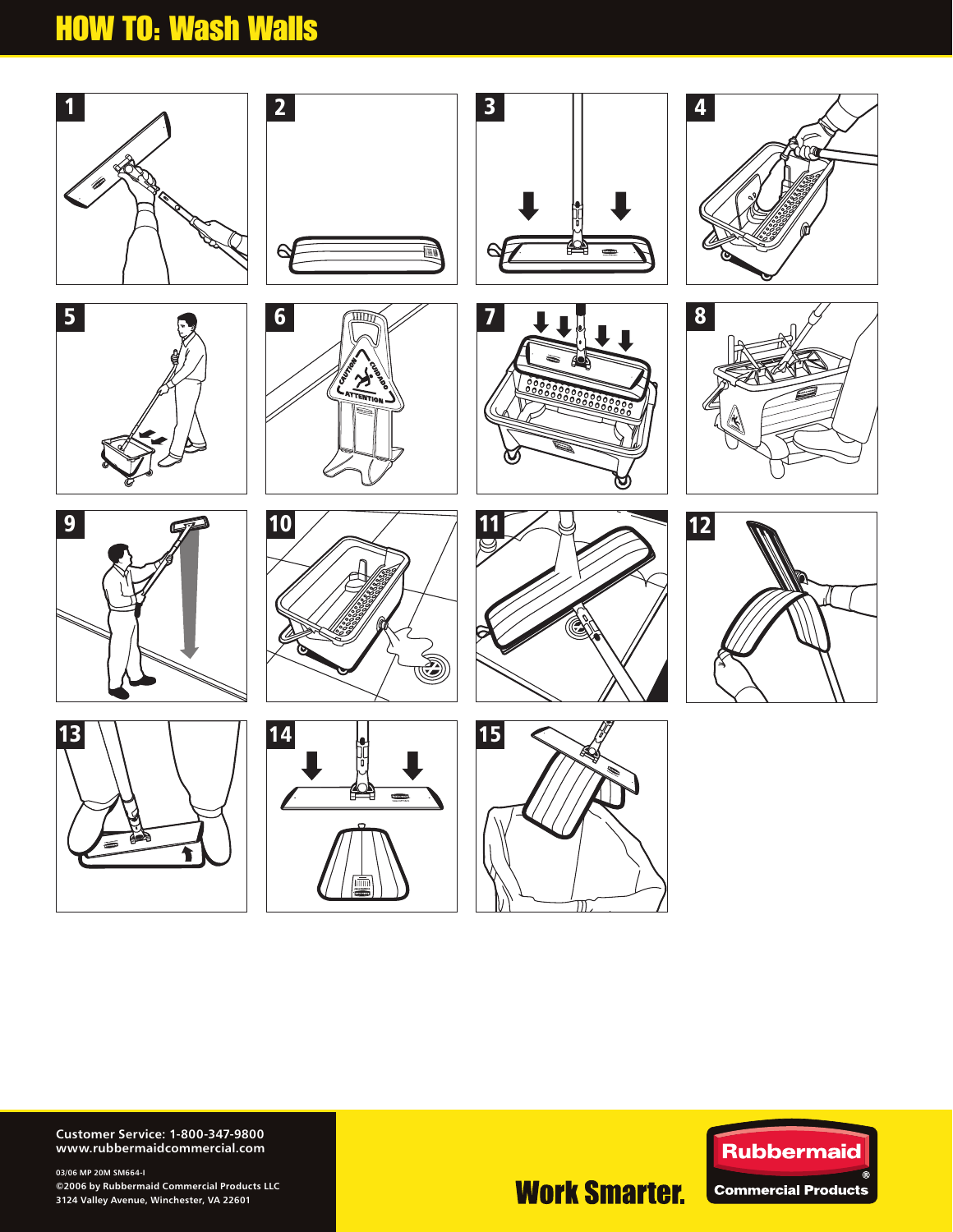# HOW TO: Wash Walls

1

2

3

4

5

6

7

8

9

10

11

12

13

14

15

Customer Service: 1-800-347-9800
www.rubbermaidcommercial.com

03/06 MP 20M SM664-I
©2006 by Rubbermaid Commercial Products LLC
3124 Valley Avenue, Winchester, VA 22601

Work Smarter.

Rubbermaid® Commercial Products